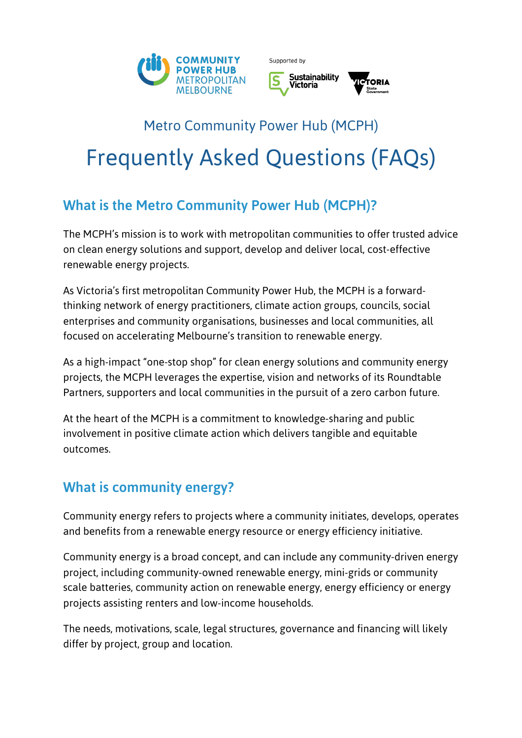COMMUNITY POWER HUB METROPOLITAN MELBOURNE

Supported by Sustainability Victoria | Victoria State Government

Metro Community Power Hub (MCPH)

# Frequently Asked Questions (FAQs)

## What is the Metro Community Power Hub (MCPH)?

The MCPH's mission is to work with metropolitan communities to offer trusted advice on clean energy solutions and support, develop and deliver local, cost-effective renewable energy projects.

As Victoria's first metropolitan Community Power Hub, the MCPH is a forward-thinking network of energy practitioners, climate action groups, councils, social enterprises and community organisations, businesses and local communities, all focused on accelerating Melbourne's transition to renewable energy.

As a high-impact "one-stop shop" for clean energy solutions and community energy projects, the MCPH leverages the expertise, vision and networks of its Roundtable Partners, supporters and local communities in the pursuit of a zero carbon future.

At the heart of the MCPH is a commitment to knowledge-sharing and public involvement in positive climate action which delivers tangible and equitable outcomes.

## What is community energy?

Community energy refers to projects where a community initiates, develops, operates and benefits from a renewable energy resource or energy efficiency initiative.

Community energy is a broad concept, and can include any community-driven energy project, including community-owned renewable energy, mini-grids or community scale batteries, community action on renewable energy, energy efficiency or energy projects assisting renters and low-income households.

The needs, motivations, scale, legal structures, governance and financing will likely differ by project, group and location.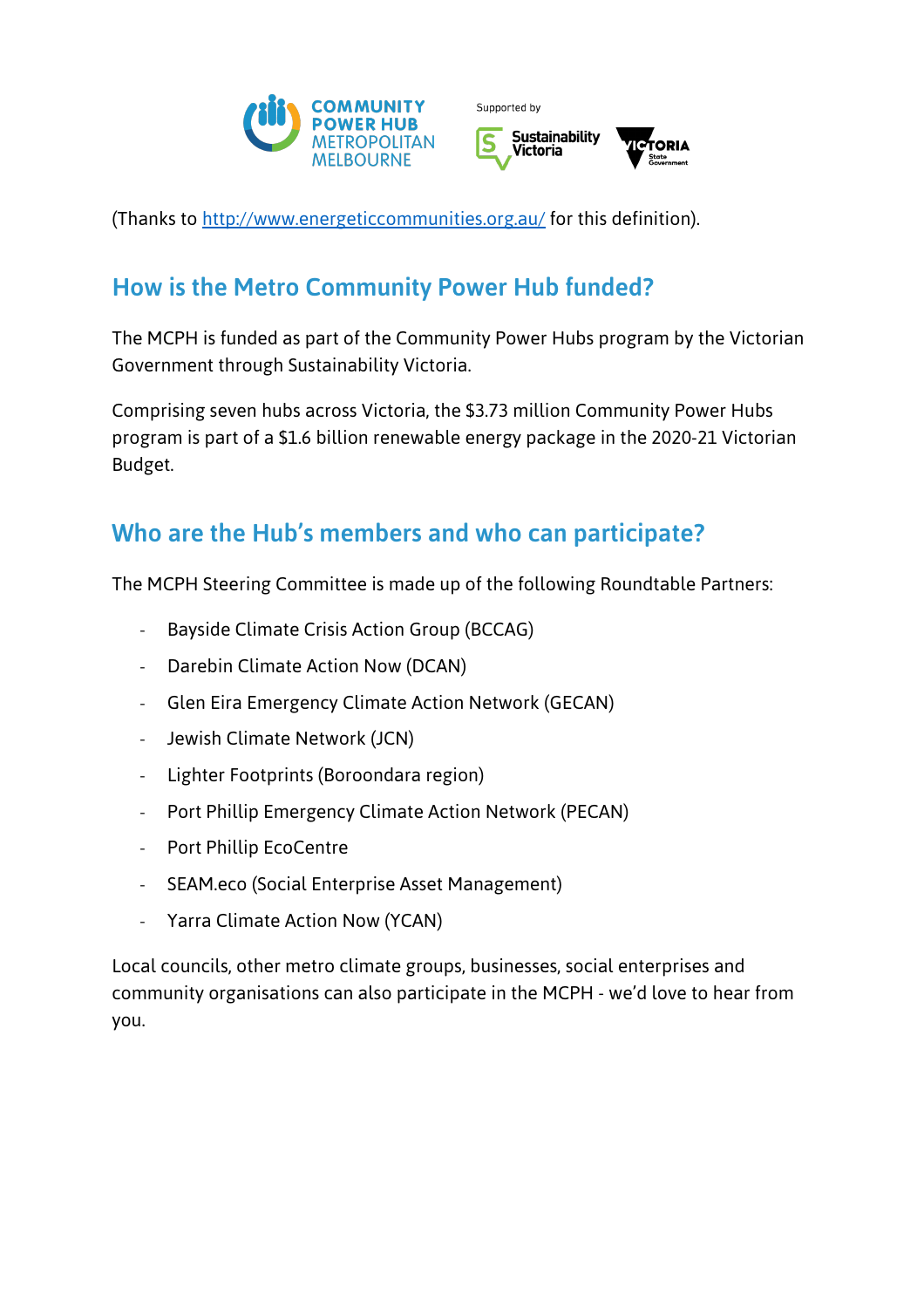(Thanks to [http://www.energeticcommunities.org.au/](http://www.energeticcommunities.org.au/) for this definition).

## How is the Metro Community Power Hub funded?

The MCPH is funded as part of the Community Power Hubs program by the Victorian Government through Sustainability Victoria.

Comprising seven hubs across Victoria, the $3.73 million Community Power Hubs program is part of a $1.6 billion renewable energy package in the 2020-21 Victorian Budget.

## Who are the Hub's members and who can participate?

The MCPH Steering Committee is made up of the following Roundtable Partners:

- Bayside Climate Crisis Action Group (BCCAG)
- Darebin Climate Action Now (DCAN)
- Glen Eira Emergency Climate Action Network (GECAN)
- Jewish Climate Network (JCN)
- Lighter Footprints (Boroondara region)
- Port Phillip Emergency Climate Action Network (PECAN)
- Port Phillip EcoCentre
- SEAM.eco (Social Enterprise Asset Management)
- Yarra Climate Action Now (YCAN)

Local councils, other metro climate groups, businesses, social enterprises and community organisations can also participate in the MCPH - we'd love to hear from you.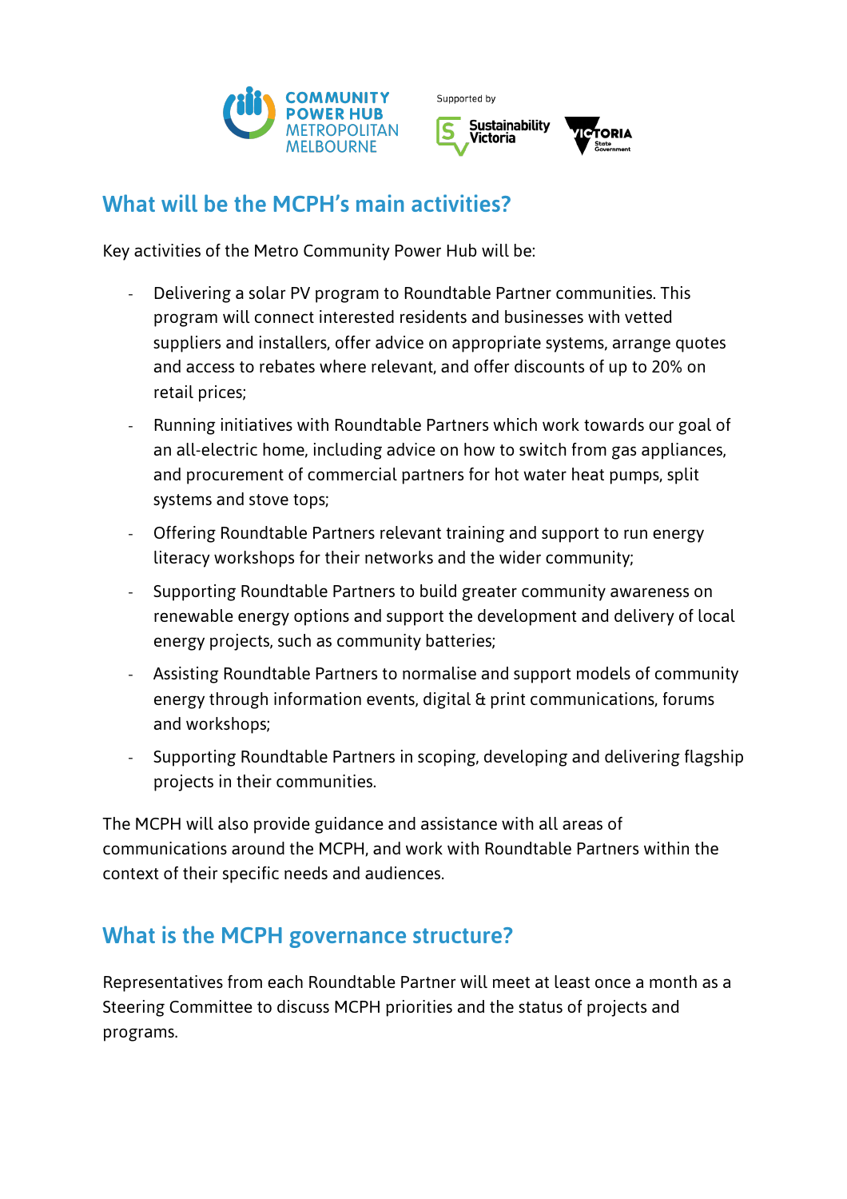## What will be the MCPH's main activities?

Key activities of the Metro Community Power Hub will be:

- Delivering a solar PV program to Roundtable Partner communities. This program will connect interested residents and businesses with vetted suppliers and installers, offer advice on appropriate systems, arrange quotes and access to rebates where relevant, and offer discounts of up to 20% on retail prices;
- Running initiatives with Roundtable Partners which work towards our goal of an all-electric home, including advice on how to switch from gas appliances, and procurement of commercial partners for hot water heat pumps, split systems and stove tops;
- Offering Roundtable Partners relevant training and support to run energy literacy workshops for their networks and the wider community;
- Supporting Roundtable Partners to build greater community awareness on renewable energy options and support the development and delivery of local energy projects, such as community batteries;
- Assisting Roundtable Partners to normalise and support models of community energy through information events, digital & print communications, forums and workshops;
- Supporting Roundtable Partners in scoping, developing and delivering flagship projects in their communities.

The MCPH will also provide guidance and assistance with all areas of communications around the MCPH, and work with Roundtable Partners within the context of their specific needs and audiences.

## What is the MCPH governance structure?

Representatives from each Roundtable Partner will meet at least once a month as a Steering Committee to discuss MCPH priorities and the status of projects and programs.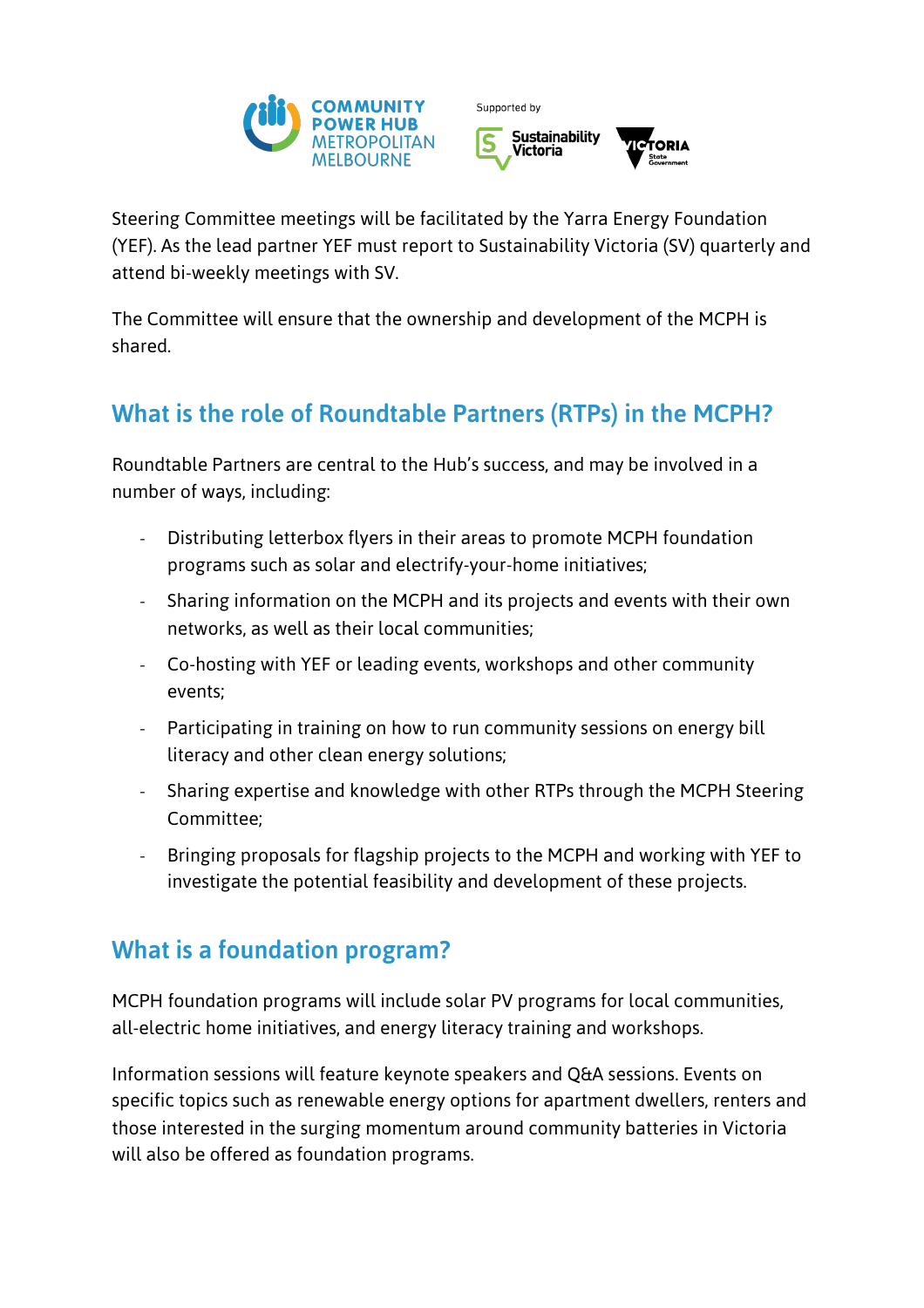Steering Committee meetings will be facilitated by the Yarra Energy Foundation (YEF). As the lead partner YEF must report to Sustainability Victoria (SV) quarterly and attend bi-weekly meetings with SV.

The Committee will ensure that the ownership and development of the MCPH is shared.

## What is the role of Roundtable Partners (RTPs) in the MCPH?

Roundtable Partners are central to the Hub's success, and may be involved in a number of ways, including:

- Distributing letterbox flyers in their areas to promote MCPH foundation programs such as solar and electrify-your-home initiatives;
- Sharing information on the MCPH and its projects and events with their own networks, as well as their local communities;
- Co-hosting with YEF or leading events, workshops and other community events;
- Participating in training on how to run community sessions on energy bill literacy and other clean energy solutions;
- Sharing expertise and knowledge with other RTPs through the MCPH Steering Committee;
- Bringing proposals for flagship projects to the MCPH and working with YEF to investigate the potential feasibility and development of these projects.

## What is a foundation program?

MCPH foundation programs will include solar PV programs for local communities, all-electric home initiatives, and energy literacy training and workshops.

Information sessions will feature keynote speakers and Q&A sessions. Events on specific topics such as renewable energy options for apartment dwellers, renters and those interested in the surging momentum around community batteries in Victoria will also be offered as foundation programs.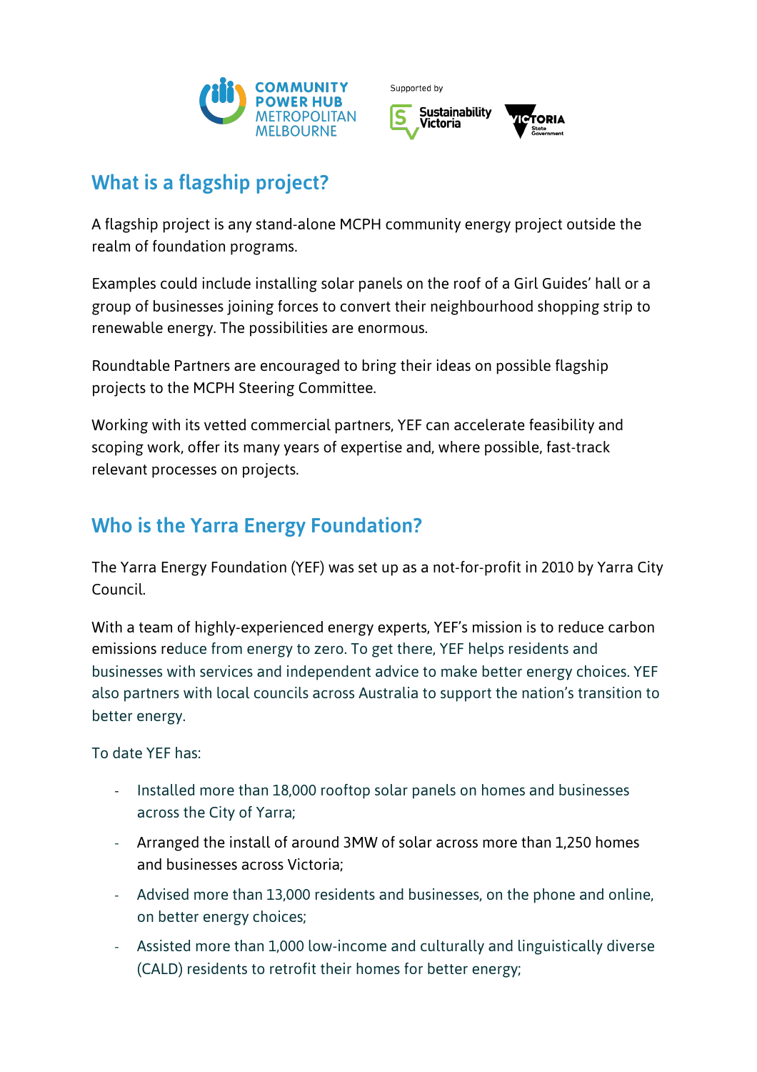## What is a flagship project?

A flagship project is any stand-alone MCPH community energy project outside the realm of foundation programs.

Examples could include installing solar panels on the roof of a Girl Guides' hall or a group of businesses joining forces to convert their neighbourhood shopping strip to renewable energy. The possibilities are enormous.

Roundtable Partners are encouraged to bring their ideas on possible flagship projects to the MCPH Steering Committee.

Working with its vetted commercial partners, YEF can accelerate feasibility and scoping work, offer its many years of expertise and, where possible, fast-track relevant processes on projects.

## Who is the Yarra Energy Foundation?

The Yarra Energy Foundation (YEF) was set up as a not-for-profit in 2010 by Yarra City Council.

With a team of highly-experienced energy experts, YEF's mission is to reduce carbon emissions reduce from energy to zero. To get there, YEF helps residents and businesses with services and independent advice to make better energy choices. YEF also partners with local councils across Australia to support the nation's transition to better energy.

To date YEF has:

- Installed more than 18,000 rooftop solar panels on homes and businesses across the City of Yarra;
- Arranged the install of around 3MW of solar across more than 1,250 homes and businesses across Victoria;
- Advised more than 13,000 residents and businesses, on the phone and online, on better energy choices;
- Assisted more than 1,000 low-income and culturally and linguistically diverse (CALD) residents to retrofit their homes for better energy;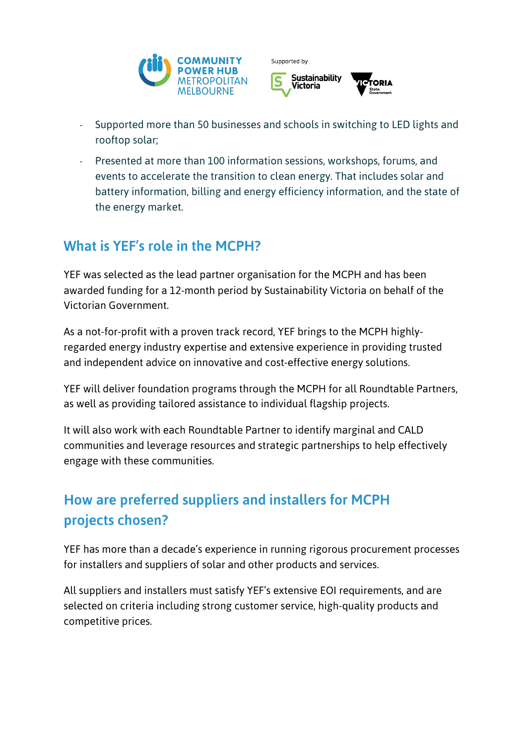- Supported more than 50 businesses and schools in switching to LED lights and rooftop solar;
- Presented at more than 100 information sessions, workshops, forums, and events to accelerate the transition to clean energy. That includes solar and battery information, billing and energy efficiency information, and the state of the energy market.

## What is YEF's role in the MCPH?

YEF was selected as the lead partner organisation for the MCPH and has been awarded funding for a 12-month period by Sustainability Victoria on behalf of the Victorian Government.

As a not-for-profit with a proven track record, YEF brings to the MCPH highly-regarded energy industry expertise and extensive experience in providing trusted and independent advice on innovative and cost-effective energy solutions.

YEF will deliver foundation programs through the MCPH for all Roundtable Partners, as well as providing tailored assistance to individual flagship projects.

It will also work with each Roundtable Partner to identify marginal and CALD communities and leverage resources and strategic partnerships to help effectively engage with these communities.

## How are preferred suppliers and installers for MCPH projects chosen?

YEF has more than a decade's experience in running rigorous procurement processes for installers and suppliers of solar and other products and services.

All suppliers and installers must satisfy YEF's extensive EOI requirements, and are selected on criteria including strong customer service, high-quality products and competitive prices.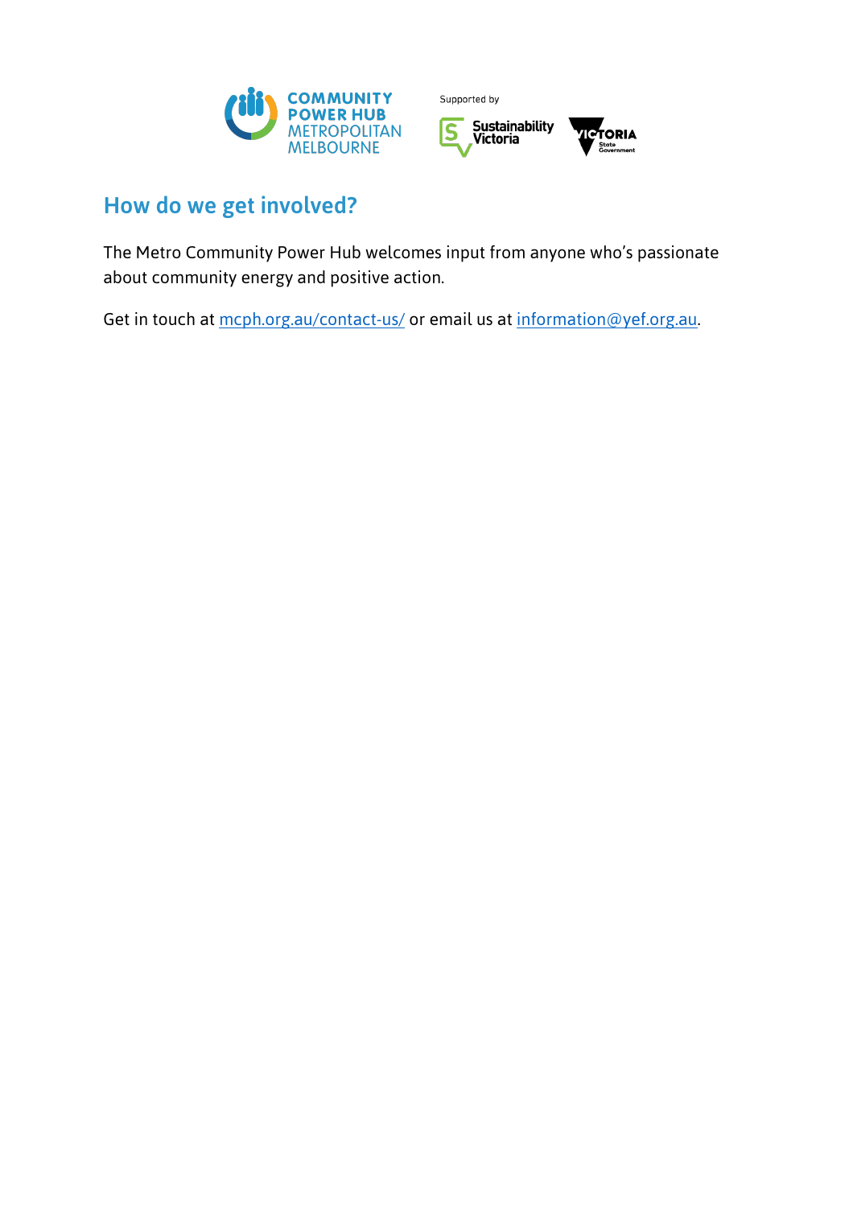## How do we get involved?

The Metro Community Power Hub welcomes input from anyone who's passionate about community energy and positive action.

Get in touch at mcph.org.au/contact-us/ or email us at information@yef.org.au.